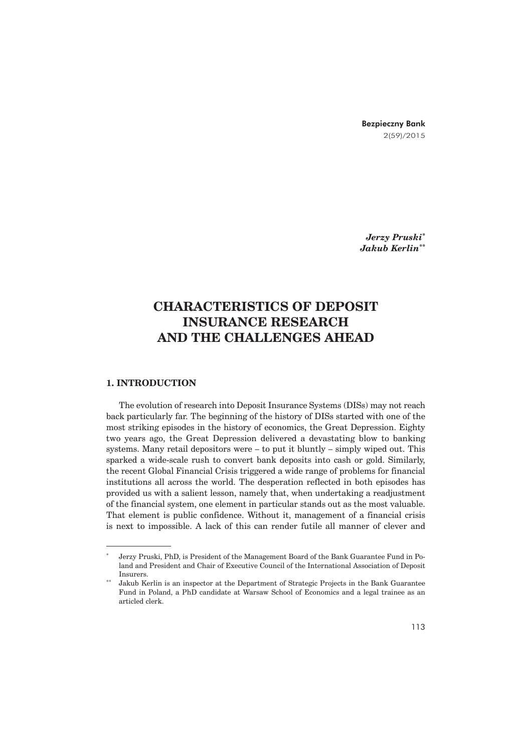*Jerzy Pruski*[*]
*Jakub Kerlin*[**]

# CHARACTERISTICS OF DEPOSIT INSURANCE RESEARCH AND THE CHALLENGES AHEAD

## 1. INTRODUCTION

The evolution of research into Deposit Insurance Systems (DISs) may not reach back particularly far. The beginning of the history of DISs started with one of the most striking episodes in the history of economics, the Great Depression. Eighty two years ago, the Great Depression delivered a devastating blow to banking systems. Many retail depositors were – to put it bluntly – simply wiped out. This sparked a wide-scale rush to convert bank deposits into cash or gold. Similarly, the recent Global Financial Crisis triggered a wide range of problems for financial institutions all across the world. The desperation reflected in both episodes has provided us with a salient lesson, namely that, when undertaking a readjustment of the financial system, one element in particular stands out as the most valuable. That element is public confidence. Without it, management of a financial crisis is next to impossible. A lack of this can render futile all manner of clever and

---

[*] Jerzy Pruski, PhD, is President of the Management Board of the Bank Guarantee Fund in Poland and President and Chair of Executive Council of the International Association of Deposit Insurers.

[**] Jakub Kerlin is an inspector at the Department of Strategic Projects in the Bank Guarantee Fund in Poland, a PhD candidate at Warsaw School of Economics and a legal trainee as an articled clerk.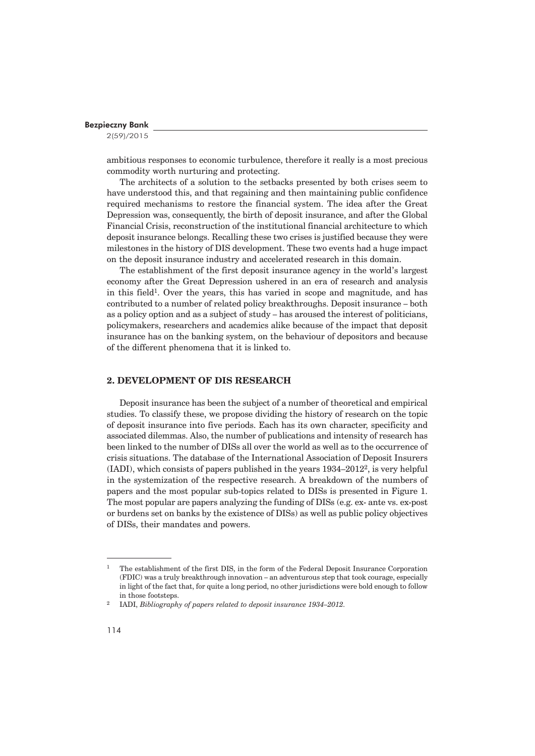ambitious responses to economic turbulence, therefore it really is a most precious commodity worth nurturing and protecting.

The architects of a solution to the setbacks presented by both crises seem to have understood this, and that regaining and then maintaining public confidence required mechanisms to restore the financial system. The idea after the Great Depression was, consequently, the birth of deposit insurance, and after the Global Financial Crisis, reconstruction of the institutional financial architecture to which deposit insurance belongs. Recalling these two crises is justified because they were milestones in the history of DIS development. These two events had a huge impact on the deposit insurance industry and accelerated research in this domain.

The establishment of the first deposit insurance agency in the world's largest economy after the Great Depression ushered in an era of research and analysis in this field[1]. Over the years, this has varied in scope and magnitude, and has contributed to a number of related policy breakthroughs. Deposit insurance – both as a policy option and as a subject of study – has aroused the interest of politicians, policymakers, researchers and academics alike because of the impact that deposit insurance has on the banking system, on the behaviour of depositors and because of the different phenomena that it is linked to.

## 2. DEVELOPMENT OF DIS RESEARCH

Deposit insurance has been the subject of a number of theoretical and empirical studies. To classify these, we propose dividing the history of research on the topic of deposit insurance into five periods. Each has its own character, specificity and associated dilemmas. Also, the number of publications and intensity of research has been linked to the number of DISs all over the world as well as to the occurrence of crisis situations. The database of the International Association of Deposit Insurers (IADI), which consists of papers published in the years 1934–2012[2], is very helpful in the systemization of the respective research. A breakdown of the numbers of papers and the most popular sub-topics related to DISs is presented in Figure 1. The most popular are papers analyzing the funding of DISs (e.g. ex- ante vs. ex-post or burdens set on banks by the existence of DISs) as well as public policy objectives of DISs, their mandates and powers.

---

[1] The establishment of the first DIS, in the form of the Federal Deposit Insurance Corporation (FDIC) was a truly breakthrough innovation – an adventurous step that took courage, especially in light of the fact that, for quite a long period, no other jurisdictions were bold enough to follow in those footsteps.

[2] IADI, *Bibliography of papers related to deposit insurance 1934–2012*.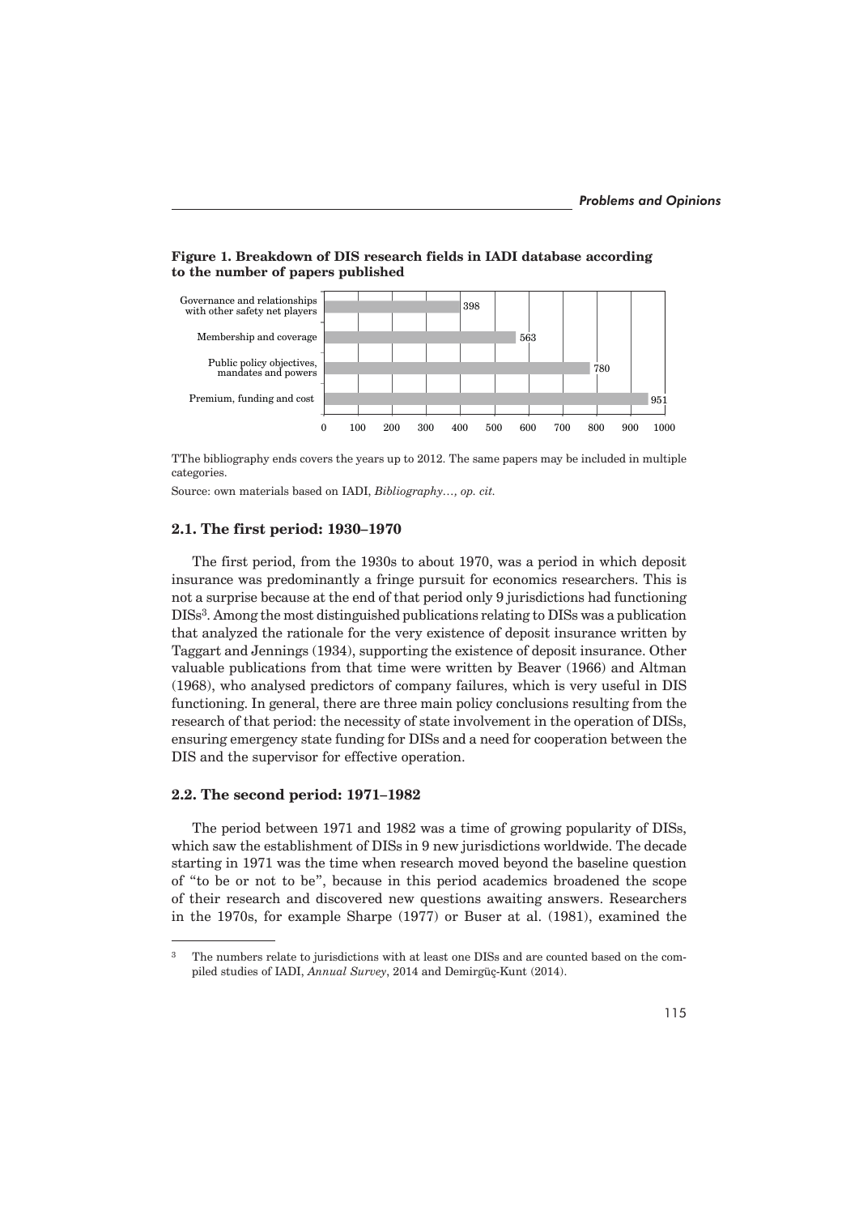**Figure 1. Breakdown of DIS research fields in IADI database according to the number of papers published**

| Research field | Number of papers |
| --- | --- |
| Governance and relationships with other safety net players | 398 |
| Membership and coverage | 563 |
| Public policy objectives, mandates and powers | 780 |
| Premium, funding and cost | 951 |

TThe bibliography ends covers the years up to 2012. The same papers may be included in multiple categories.

Source: own materials based on IADI, *Bibliography…, op. cit.*

### 2.1. The first period: 1930–1970

The first period, from the 1930s to about 1970, was a period in which deposit insurance was predominantly a fringe pursuit for economics researchers. This is not a surprise because at the end of that period only 9 jurisdictions had functioning DISs[3]. Among the most distinguished publications relating to DISs was a publication that analyzed the rationale for the very existence of deposit insurance written by Taggart and Jennings (1934), supporting the existence of deposit insurance. Other valuable publications from that time were written by Beaver (1966) and Altman (1968), who analysed predictors of company failures, which is very useful in DIS functioning. In general, there are three main policy conclusions resulting from the research of that period: the necessity of state involvement in the operation of DISs, ensuring emergency state funding for DISs and a need for cooperation between the DIS and the supervisor for effective operation.

### 2.2. The second period: 1971–1982

The period between 1971 and 1982 was a time of growing popularity of DISs, which saw the establishment of DISs in 9 new jurisdictions worldwide. The decade starting in 1971 was the time when research moved beyond the baseline question of "to be or not to be", because in this period academics broadened the scope of their research and discovered new questions awaiting answers. Researchers in the 1970s, for example Sharpe (1977) or Buser at al. (1981), examined the

---

[3] The numbers relate to jurisdictions with at least one DISs and are counted based on the compiled studies of IADI, *Annual Survey*, 2014 and Demirgüç-Kunt (2014).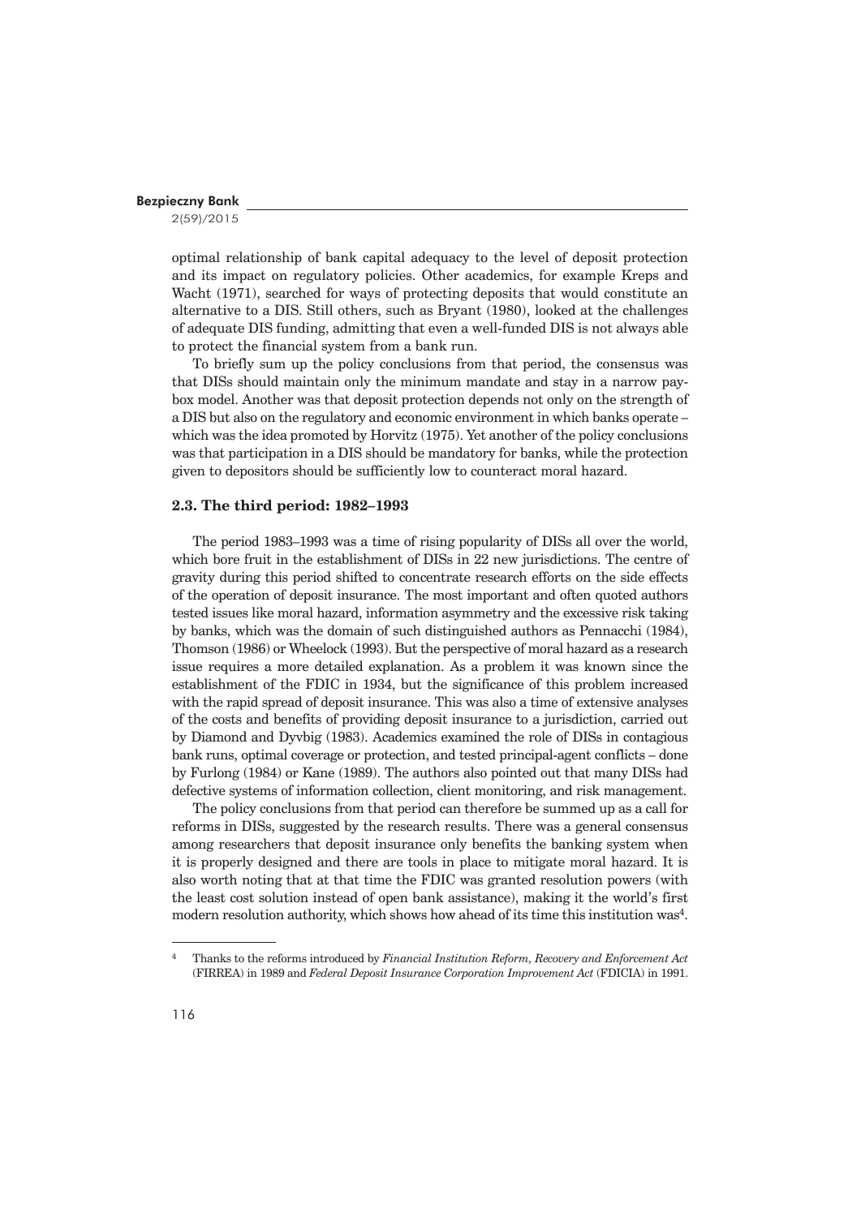optimal relationship of bank capital adequacy to the level of deposit protection and its impact on regulatory policies. Other academics, for example Kreps and Wacht (1971), searched for ways of protecting deposits that would constitute an alternative to a DIS. Still others, such as Bryant (1980), looked at the challenges of adequate DIS funding, admitting that even a well-funded DIS is not always able to protect the financial system from a bank run.

To briefly sum up the policy conclusions from that period, the consensus was that DISs should maintain only the minimum mandate and stay in a narrow pay-box model. Another was that deposit protection depends not only on the strength of a DIS but also on the regulatory and economic environment in which banks operate – which was the idea promoted by Horvitz (1975). Yet another of the policy conclusions was that participation in a DIS should be mandatory for banks, while the protection given to depositors should be sufficiently low to counteract moral hazard.

### 2.3. The third period: 1982–1993

The period 1983–1993 was a time of rising popularity of DISs all over the world, which bore fruit in the establishment of DISs in 22 new jurisdictions. The centre of gravity during this period shifted to concentrate research efforts on the side effects of the operation of deposit insurance. The most important and often quoted authors tested issues like moral hazard, information asymmetry and the excessive risk taking by banks, which was the domain of such distinguished authors as Pennacchi (1984), Thomson (1986) or Wheelock (1993). But the perspective of moral hazard as a research issue requires a more detailed explanation. As a problem it was known since the establishment of the FDIC in 1934, but the significance of this problem increased with the rapid spread of deposit insurance. This was also a time of extensive analyses of the costs and benefits of providing deposit insurance to a jurisdiction, carried out by Diamond and Dyvbig (1983). Academics examined the role of DISs in contagious bank runs, optimal coverage or protection, and tested principal-agent conflicts – done by Furlong (1984) or Kane (1989). The authors also pointed out that many DISs had defective systems of information collection, client monitoring, and risk management.

The policy conclusions from that period can therefore be summed up as a call for reforms in DISs, suggested by the research results. There was a general consensus among researchers that deposit insurance only benefits the banking system when it is properly designed and there are tools in place to mitigate moral hazard. It is also worth noting that at that time the FDIC was granted resolution powers (with the least cost solution instead of open bank assistance), making it the world's first modern resolution authority, which shows how ahead of its time this institution was[4].

---

[4] Thanks to the reforms introduced by *Financial Institution Reform, Recovery and Enforcement Act* (FIRREA) in 1989 and *Federal Deposit Insurance Corporation Improvement Act* (FDICIA) in 1991.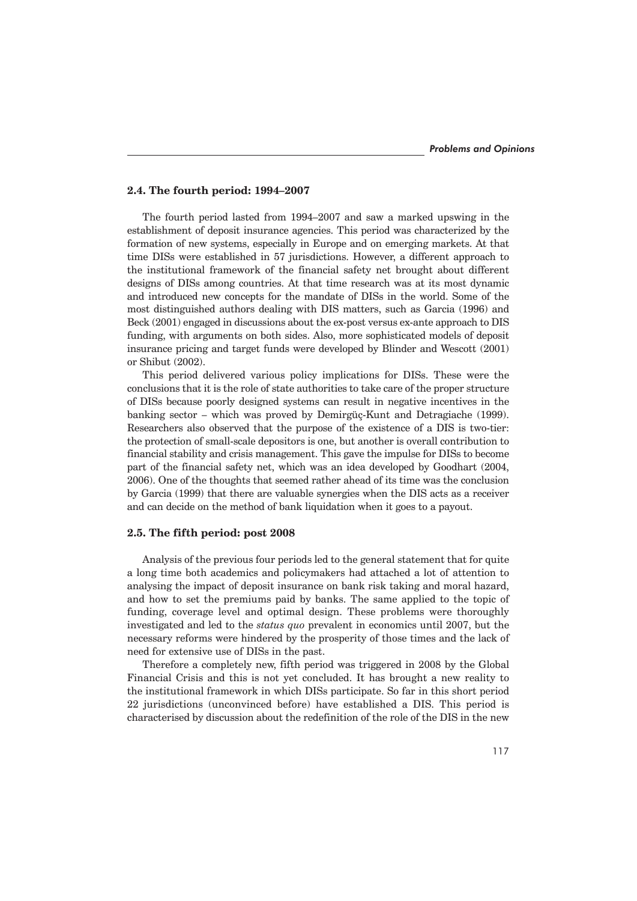### 2.4. The fourth period: 1994–2007

The fourth period lasted from 1994–2007 and saw a marked upswing in the establishment of deposit insurance agencies. This period was characterized by the formation of new systems, especially in Europe and on emerging markets. At that time DISs were established in 57 jurisdictions. However, a different approach to the institutional framework of the financial safety net brought about different designs of DISs among countries. At that time research was at its most dynamic and introduced new concepts for the mandate of DISs in the world. Some of the most distinguished authors dealing with DIS matters, such as Garcia (1996) and Beck (2001) engaged in discussions about the ex-post versus ex-ante approach to DIS funding, with arguments on both sides. Also, more sophisticated models of deposit insurance pricing and target funds were developed by Blinder and Wescott (2001) or Shibut (2002).

This period delivered various policy implications for DISs. These were the conclusions that it is the role of state authorities to take care of the proper structure of DISs because poorly designed systems can result in negative incentives in the banking sector – which was proved by Demirgüç-Kunt and Detragiache (1999). Researchers also observed that the purpose of the existence of a DIS is two-tier: the protection of small-scale depositors is one, but another is overall contribution to financial stability and crisis management. This gave the impulse for DISs to become part of the financial safety net, which was an idea developed by Goodhart (2004, 2006). One of the thoughts that seemed rather ahead of its time was the conclusion by Garcia (1999) that there are valuable synergies when the DIS acts as a receiver and can decide on the method of bank liquidation when it goes to a payout.

### 2.5. The fifth period: post 2008

Analysis of the previous four periods led to the general statement that for quite a long time both academics and policymakers had attached a lot of attention to analysing the impact of deposit insurance on bank risk taking and moral hazard, and how to set the premiums paid by banks. The same applied to the topic of funding, coverage level and optimal design. These problems were thoroughly investigated and led to the *status quo* prevalent in economics until 2007, but the necessary reforms were hindered by the prosperity of those times and the lack of need for extensive use of DISs in the past.

Therefore a completely new, fifth period was triggered in 2008 by the Global Financial Crisis and this is not yet concluded. It has brought a new reality to the institutional framework in which DISs participate. So far in this short period 22 jurisdictions (unconvinced before) have established a DIS. This period is characterised by discussion about the redefinition of the role of the DIS in the new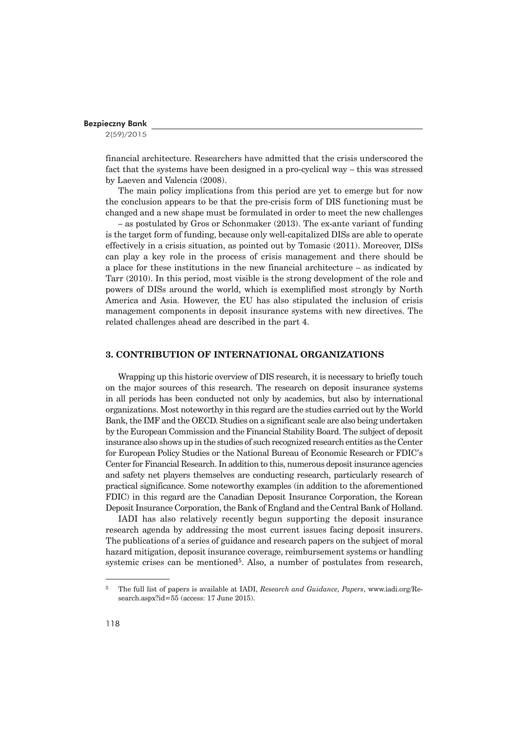financial architecture. Researchers have admitted that the crisis underscored the fact that the systems have been designed in a pro-cyclical way – this was stressed by Laeven and Valencia (2008).

The main policy implications from this period are yet to emerge but for now the conclusion appears to be that the pre-crisis form of DIS functioning must be changed and a new shape must be formulated in order to meet the new challenges – as postulated by Gros or Schonmaker (2013). The ex-ante variant of funding is the target form of funding, because only well-capitalized DISs are able to operate effectively in a crisis situation, as pointed out by Tomasic (2011). Moreover, DISs can play a key role in the process of crisis management and there should be a place for these institutions in the new financial architecture – as indicated by Tarr (2010). In this period, most visible is the strong development of the role and powers of DISs around the world, which is exemplified most strongly by North America and Asia. However, the EU has also stipulated the inclusion of crisis management components in deposit insurance systems with new directives. The related challenges ahead are described in the part 4.

## 3. CONTRIBUTION OF INTERNATIONAL ORGANIZATIONS

Wrapping up this historic overview of DIS research, it is necessary to briefly touch on the major sources of this research. The research on deposit insurance systems in all periods has been conducted not only by academics, but also by international organizations. Most noteworthy in this regard are the studies carried out by the World Bank, the IMF and the OECD. Studies on a significant scale are also being undertaken by the European Commission and the Financial Stability Board. The subject of deposit insurance also shows up in the studies of such recognized research entities as the Center for European Policy Studies or the National Bureau of Economic Research or FDIC's Center for Financial Research. In addition to this, numerous deposit insurance agencies and safety net players themselves are conducting research, particularly research of practical significance. Some noteworthy examples (in addition to the aforementioned FDIC) in this regard are the Canadian Deposit Insurance Corporation, the Korean Deposit Insurance Corporation, the Bank of England and the Central Bank of Holland.

IADI has also relatively recently begun supporting the deposit insurance research agenda by addressing the most current issues facing deposit insurers. The publications of a series of guidance and research papers on the subject of moral hazard mitigation, deposit insurance coverage, reimbursement systems or handling systemic crises can be mentioned[5]. Also, a number of postulates from research,

---

[5] The full list of papers is available at IADI, *Research and Guidance, Papers*, www.iadi.org/Research.aspx?id=55 (access: 17 June 2015).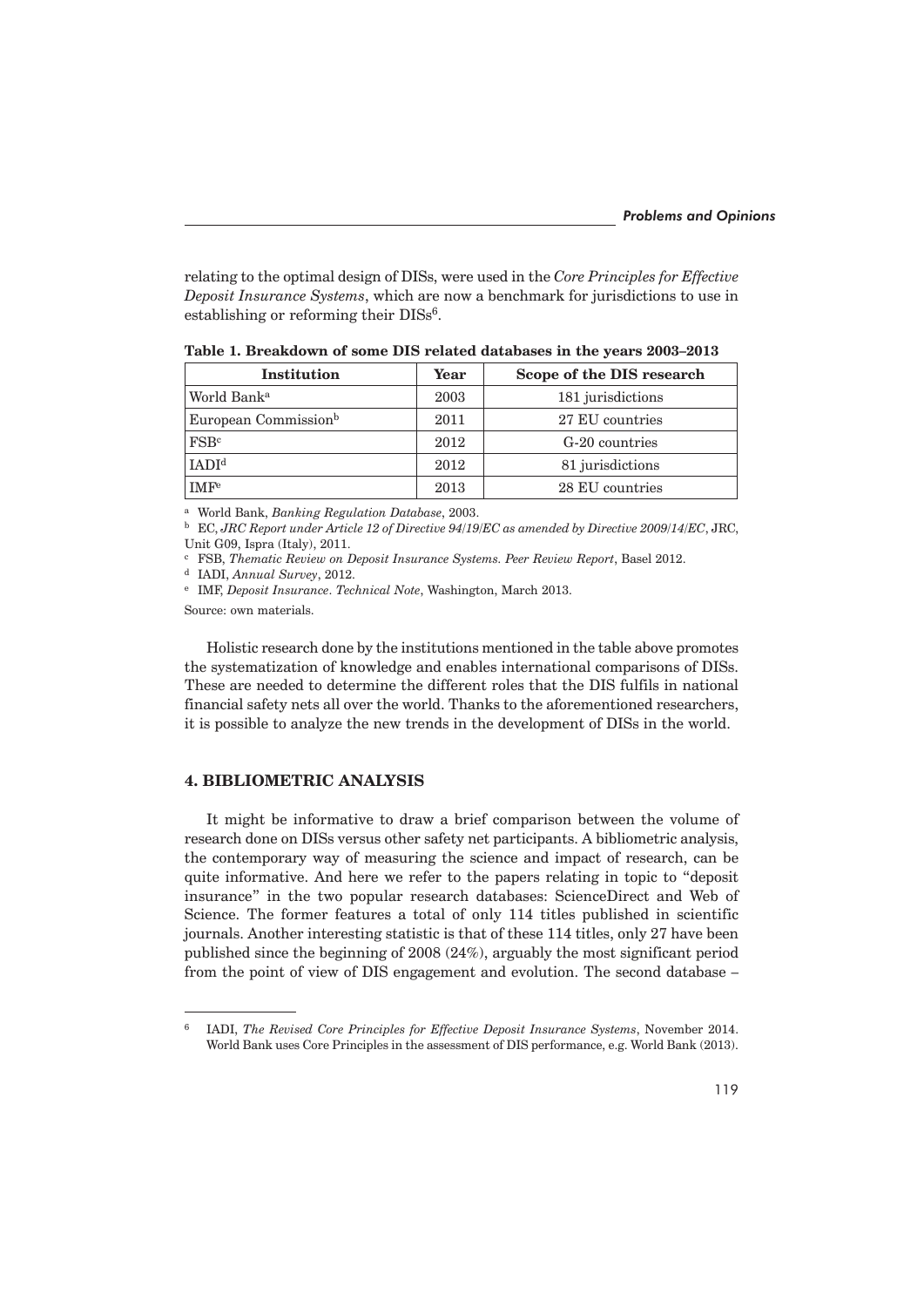relating to the optimal design of DISs, were used in the *Core Principles for Effective Deposit Insurance Systems*, which are now a benchmark for jurisdictions to use in establishing or reforming their DISs[6].

**Table 1. Breakdown of some DIS related databases in the years 2003–2013**

| Institution | Year | Scope of the DIS research |
|---|---|---|
| World Bank[a] | 2003 | 181 jurisdictions |
| European Commission[b] | 2011 | 27 EU countries |
| FSB[c] | 2012 | G-20 countries |
| IADI[d] | 2012 | 81 jurisdictions |
| IMF[e] | 2013 | 28 EU countries |

[a] World Bank, *Banking Regulation Database*, 2003.

[b] EC, *JRC Report under Article 12 of Directive 94/19/EC as amended by Directive 2009/14/EC*, JRC, Unit G09, Ispra (Italy), 2011.

[c] FSB, *Thematic Review on Deposit Insurance Systems. Peer Review Report*, Basel 2012.

[d] IADI, *Annual Survey*, 2012.

[e] IMF, *Deposit Insurance. Technical Note*, Washington, March 2013.

Source: own materials.

Holistic research done by the institutions mentioned in the table above promotes the systematization of knowledge and enables international comparisons of DISs. These are needed to determine the different roles that the DIS fulfils in national financial safety nets all over the world. Thanks to the aforementioned researchers, it is possible to analyze the new trends in the development of DISs in the world.

## 4. BIBLIOMETRIC ANALYSIS

It might be informative to draw a brief comparison between the volume of research done on DISs versus other safety net participants. A bibliometric analysis, the contemporary way of measuring the science and impact of research, can be quite informative. And here we refer to the papers relating in topic to "deposit insurance" in the two popular research databases: ScienceDirect and Web of Science. The former features a total of only 114 titles published in scientific journals. Another interesting statistic is that of these 114 titles, only 27 have been published since the beginning of 2008 (24%), arguably the most significant period from the point of view of DIS engagement and evolution. The second database –

[6] IADI, *The Revised Core Principles for Effective Deposit Insurance Systems*, November 2014. World Bank uses Core Principles in the assessment of DIS performance, e.g. World Bank (2013).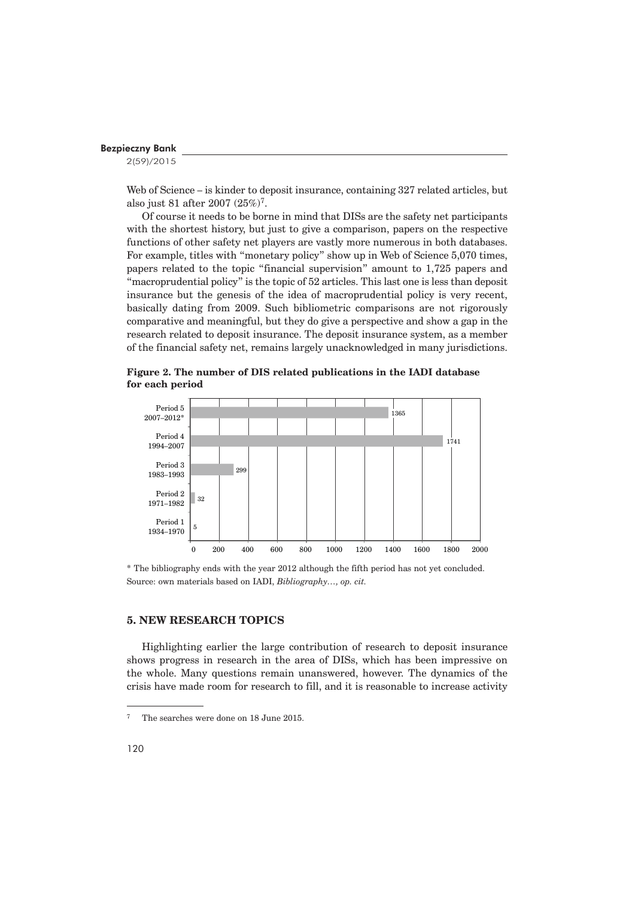Web of Science – is kinder to deposit insurance, containing 327 related articles, but also just 81 after 2007 (25%)[7].

Of course it needs to be borne in mind that DISs are the safety net participants with the shortest history, but just to give a comparison, papers on the respective functions of other safety net players are vastly more numerous in both databases. For example, titles with "monetary policy" show up in Web of Science 5,070 times, papers related to the topic "financial supervision" amount to 1,725 papers and "macroprudential policy" is the topic of 52 articles. This last one is less than deposit insurance but the genesis of the idea of macroprudential policy is very recent, basically dating from 2009. Such bibliometric comparisons are not rigorously comparative and meaningful, but they do give a perspective and show a gap in the research related to deposit insurance. The deposit insurance system, as a member of the financial safety net, remains largely unacknowledged in many jurisdictions.

**Figure 2. The number of DIS related publications in the IADI database for each period**

| Period | Number of publications |
|---|---|
| Period 5 2007–2012* | 1365 |
| Period 4 1994–2007 | 1741 |
| Period 3 1983–1993 | 299 |
| Period 2 1971–1982 | 32 |
| Period 1 1934–1970 | 5 |

\* The bibliography ends with the year 2012 although the fifth period has not yet concluded.
Source: own materials based on IADI, *Bibliography…, op. cit.*

## 5. NEW RESEARCH TOPICS

Highlighting earlier the large contribution of research to deposit insurance shows progress in research in the area of DISs, which has been impressive on the whole. Many questions remain unanswered, however. The dynamics of the crisis have made room for research to fill, and it is reasonable to increase activity

[7] The searches were done on 18 June 2015.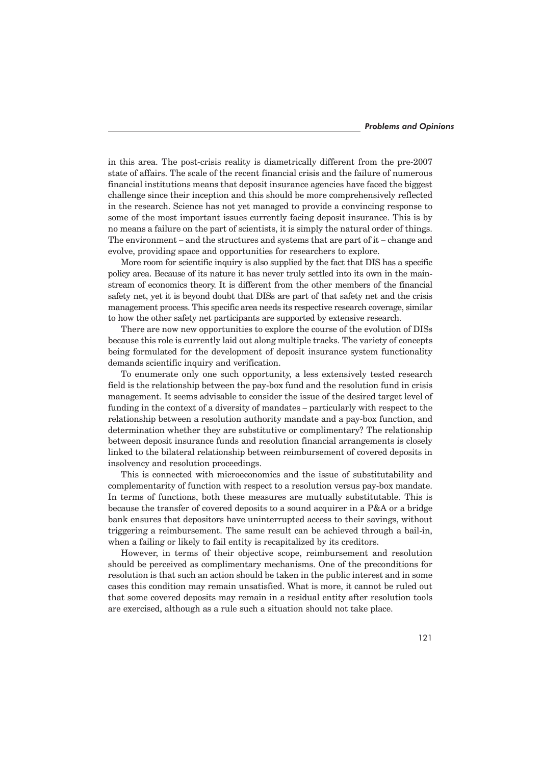in this area. The post-crisis reality is diametrically different from the pre-2007 state of affairs. The scale of the recent financial crisis and the failure of numerous financial institutions means that deposit insurance agencies have faced the biggest challenge since their inception and this should be more comprehensively reflected in the research. Science has not yet managed to provide a convincing response to some of the most important issues currently facing deposit insurance. This is by no means a failure on the part of scientists, it is simply the natural order of things. The environment – and the structures and systems that are part of it – change and evolve, providing space and opportunities for researchers to explore.

More room for scientific inquiry is also supplied by the fact that DIS has a specific policy area. Because of its nature it has never truly settled into its own in the mainstream of economics theory. It is different from the other members of the financial safety net, yet it is beyond doubt that DISs are part of that safety net and the crisis management process. This specific area needs its respective research coverage, similar to how the other safety net participants are supported by extensive research.

There are now new opportunities to explore the course of the evolution of DISs because this role is currently laid out along multiple tracks. The variety of concepts being formulated for the development of deposit insurance system functionality demands scientific inquiry and verification.

To enumerate only one such opportunity, a less extensively tested research field is the relationship between the pay-box fund and the resolution fund in crisis management. It seems advisable to consider the issue of the desired target level of funding in the context of a diversity of mandates – particularly with respect to the relationship between a resolution authority mandate and a pay-box function, and determination whether they are substitutive or complimentary? The relationship between deposit insurance funds and resolution financial arrangements is closely linked to the bilateral relationship between reimbursement of covered deposits in insolvency and resolution proceedings.

This is connected with microeconomics and the issue of substitutability and complementarity of function with respect to a resolution versus pay-box mandate. In terms of functions, both these measures are mutually substitutable. This is because the transfer of covered deposits to a sound acquirer in a P&A or a bridge bank ensures that depositors have uninterrupted access to their savings, without triggering a reimbursement. The same result can be achieved through a bail-in, when a failing or likely to fail entity is recapitalized by its creditors.

However, in terms of their objective scope, reimbursement and resolution should be perceived as complimentary mechanisms. One of the preconditions for resolution is that such an action should be taken in the public interest and in some cases this condition may remain unsatisfied. What is more, it cannot be ruled out that some covered deposits may remain in a residual entity after resolution tools are exercised, although as a rule such a situation should not take place.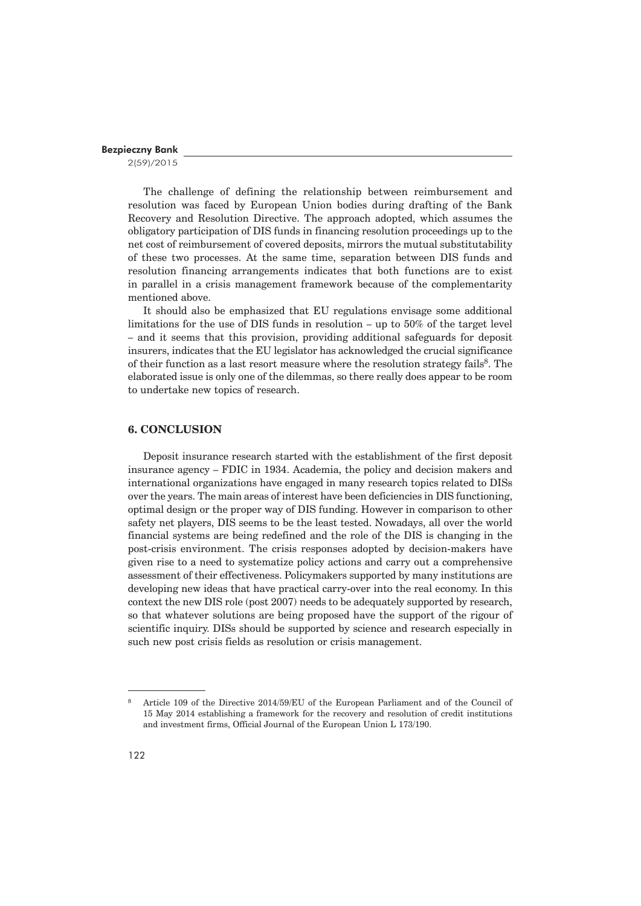The challenge of defining the relationship between reimbursement and resolution was faced by European Union bodies during drafting of the Bank Recovery and Resolution Directive. The approach adopted, which assumes the obligatory participation of DIS funds in financing resolution proceedings up to the net cost of reimbursement of covered deposits, mirrors the mutual substitutability of these two processes. At the same time, separation between DIS funds and resolution financing arrangements indicates that both functions are to exist in parallel in a crisis management framework because of the complementarity mentioned above.

It should also be emphasized that EU regulations envisage some additional limitations for the use of DIS funds in resolution – up to 50% of the target level – and it seems that this provision, providing additional safeguards for deposit insurers, indicates that the EU legislator has acknowledged the crucial significance of their function as a last resort measure where the resolution strategy fails[8]. The elaborated issue is only one of the dilemmas, so there really does appear to be room to undertake new topics of research.

## 6. CONCLUSION

Deposit insurance research started with the establishment of the first deposit insurance agency – FDIC in 1934. Academia, the policy and decision makers and international organizations have engaged in many research topics related to DISs over the years. The main areas of interest have been deficiencies in DIS functioning, optimal design or the proper way of DIS funding. However in comparison to other safety net players, DIS seems to be the least tested. Nowadays, all over the world financial systems are being redefined and the role of the DIS is changing in the post-crisis environment. The crisis responses adopted by decision-makers have given rise to a need to systematize policy actions and carry out a comprehensive assessment of their effectiveness. Policymakers supported by many institutions are developing new ideas that have practical carry-over into the real economy. In this context the new DIS role (post 2007) needs to be adequately supported by research, so that whatever solutions are being proposed have the support of the rigour of scientific inquiry. DISs should be supported by science and research especially in such new post crisis fields as resolution or crisis management.

---

[8] Article 109 of the Directive 2014/59/EU of the European Parliament and of the Council of 15 May 2014 establishing a framework for the recovery and resolution of credit institutions and investment firms, Official Journal of the European Union L 173/190.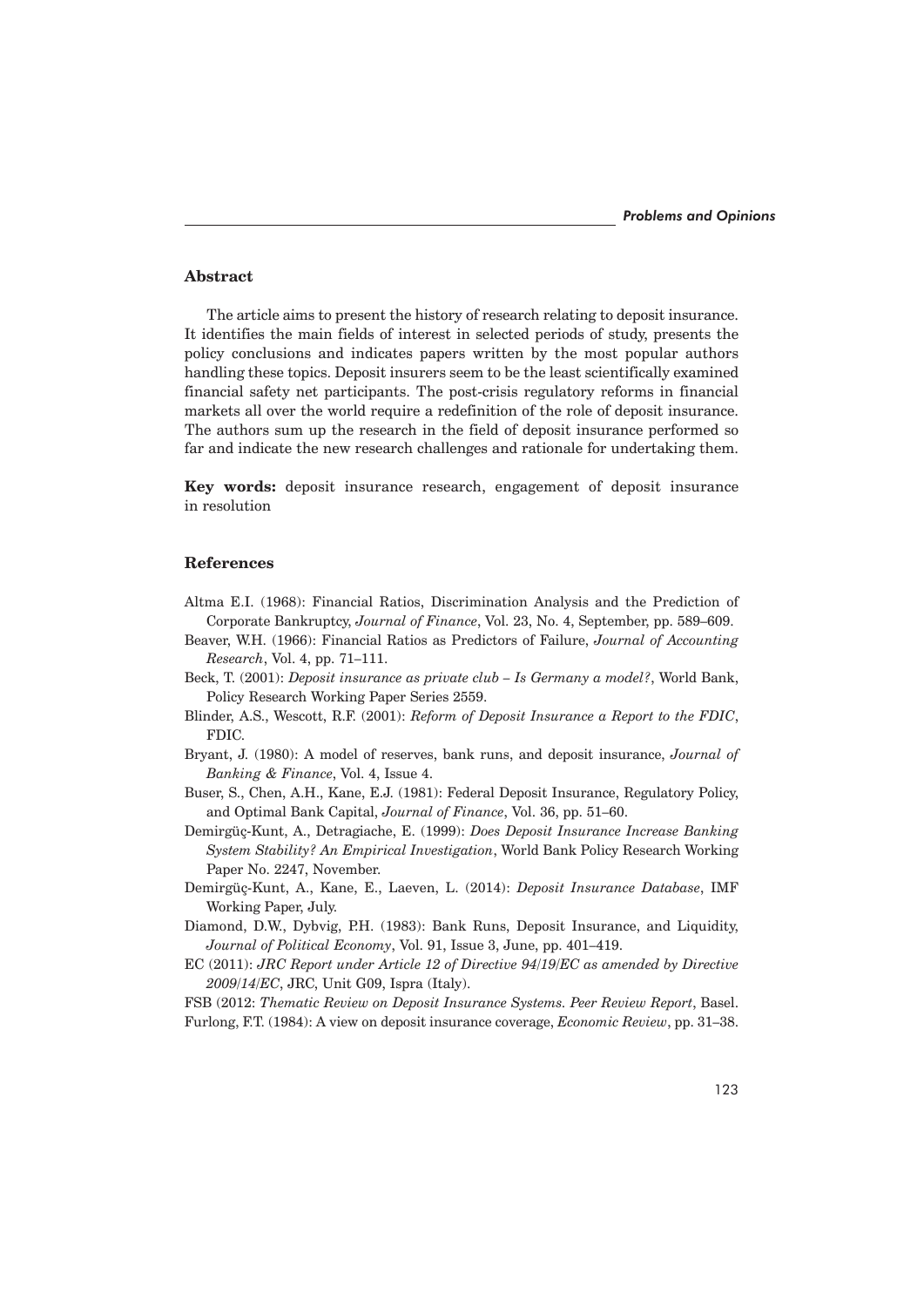## Abstract

The article aims to present the history of research relating to deposit insurance. It identifies the main fields of interest in selected periods of study, presents the policy conclusions and indicates papers written by the most popular authors handling these topics. Deposit insurers seem to be the least scientifically examined financial safety net participants. The post-crisis regulatory reforms in financial markets all over the world require a redefinition of the role of deposit insurance. The authors sum up the research in the field of deposit insurance performed so far and indicate the new research challenges and rationale for undertaking them.

**Key words:** deposit insurance research, engagement of deposit insurance in resolution

## References

Altma E.I. (1968): Financial Ratios, Discrimination Analysis and the Prediction of Corporate Bankruptcy, *Journal of Finance*, Vol. 23, No. 4, September, pp. 589–609.

Beaver, W.H. (1966): Financial Ratios as Predictors of Failure, *Journal of Accounting Research*, Vol. 4, pp. 71–111.

Beck, T. (2001): *Deposit insurance as private club – Is Germany a model?*, World Bank, Policy Research Working Paper Series 2559.

Blinder, A.S., Wescott, R.F. (2001): *Reform of Deposit Insurance a Report to the FDIC*, FDIC.

Bryant, J. (1980): A model of reserves, bank runs, and deposit insurance, *Journal of Banking & Finance*, Vol. 4, Issue 4.

Buser, S., Chen, A.H., Kane, E.J. (1981): Federal Deposit Insurance, Regulatory Policy, and Optimal Bank Capital, *Journal of Finance*, Vol. 36, pp. 51–60.

Demirgüç-Kunt, A., Detragiache, E. (1999): *Does Deposit Insurance Increase Banking System Stability? An Empirical Investigation*, World Bank Policy Research Working Paper No. 2247, November.

Demirgüç-Kunt, A., Kane, E., Laeven, L. (2014): *Deposit Insurance Database*, IMF Working Paper, July.

Diamond, D.W., Dybvig, P.H. (1983): Bank Runs, Deposit Insurance, and Liquidity, *Journal of Political Economy*, Vol. 91, Issue 3, June, pp. 401–419.

EC (2011): *JRC Report under Article 12 of Directive 94/19/EC as amended by Directive 2009/14/EC*, JRC, Unit G09, Ispra (Italy).

FSB (2012: *Thematic Review on Deposit Insurance Systems. Peer Review Report*, Basel.

Furlong, F.T. (1984): A view on deposit insurance coverage, *Economic Review*, pp. 31–38.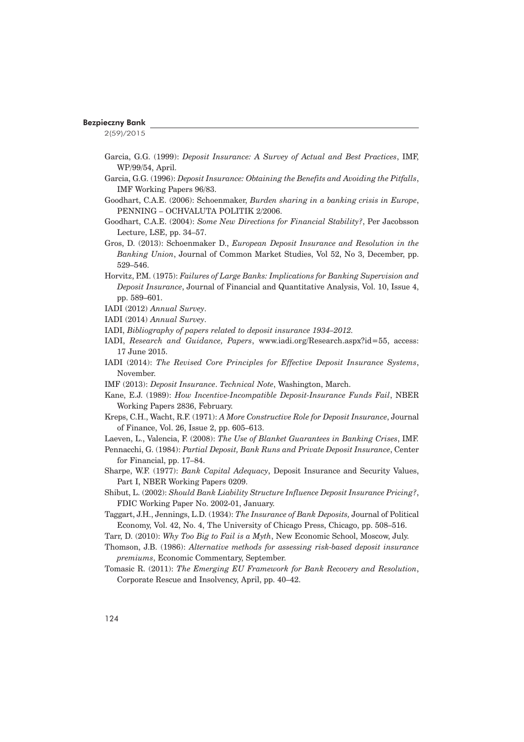Garcia, G.G. (1999): *Deposit Insurance: A Survey of Actual and Best Practices*, IMF, WP/99/54, April.

Garcia, G.G. (1996): *Deposit Insurance: Obtaining the Benefits and Avoiding the Pitfalls*, IMF Working Papers 96/83.

Goodhart, C.A.E. (2006): Schoenmaker, *Burden sharing in a banking crisis in Europe*, PENNING – OCHVALUTA POLITIK 2/2006.

Goodhart, C.A.E. (2004): *Some New Directions for Financial Stability?*, Per Jacobsson Lecture, LSE, pp. 34–57.

Gros, D. (2013): Schoenmaker D., *European Deposit Insurance and Resolution in the Banking Union*, Journal of Common Market Studies, Vol 52, No 3, December, pp. 529–546.

Horvitz, P.M. (1975): *Failures of Large Banks: Implications for Banking Supervision and Deposit Insurance*, Journal of Financial and Quantitative Analysis, Vol. 10, Issue 4, pp. 589–601.

IADI (2012) *Annual Survey*.

IADI (2014) *Annual Survey*.

IADI, *Bibliography of papers related to deposit insurance 1934–2012.*

IADI, *Research and Guidance, Papers*, www.iadi.org/Research.aspx?id=55, access: 17 June 2015.

IADI (2014): *The Revised Core Principles for Effective Deposit Insurance Systems*, November.

IMF (2013): *Deposit Insurance. Technical Note*, Washington, March.

Kane, E.J. (1989): *How Incentive-Incompatible Deposit-Insurance Funds Fail*, NBER Working Papers 2836, February.

Kreps, C.H., Wacht, R.F. (1971): *A More Constructive Role for Deposit Insurance*, Journal of Finance, Vol. 26, Issue 2, pp. 605–613.

Laeven, L., Valencia, F. (2008): *The Use of Blanket Guarantees in Banking Crises*, IMF.

Pennacchi, G. (1984): *Partial Deposit, Bank Runs and Private Deposit Insurance*, Center for Financial, pp. 17–84.

Sharpe, W.F. (1977): *Bank Capital Adequacy*, Deposit Insurance and Security Values, Part I, NBER Working Papers 0209.

Shibut, L. (2002): *Should Bank Liability Structure Influence Deposit Insurance Pricing?*, FDIC Working Paper No. 2002-01, January.

Taggart, J.H., Jennings, L.D. (1934): *The Insurance of Bank Deposits,* Journal of Political Economy, Vol. 42, No. 4, The University of Chicago Press, Chicago, pp. 508–516.

Tarr, D. (2010): *Why Too Big to Fail is a Myth*, New Economic School, Moscow, July.

Thomson, J.B. (1986): *Alternative methods for assessing risk-based deposit insurance premiums*, Economic Commentary, September.

Tomasic R. (2011): *The Emerging EU Framework for Bank Recovery and Resolution*, Corporate Rescue and Insolvency, April, pp. 40–42.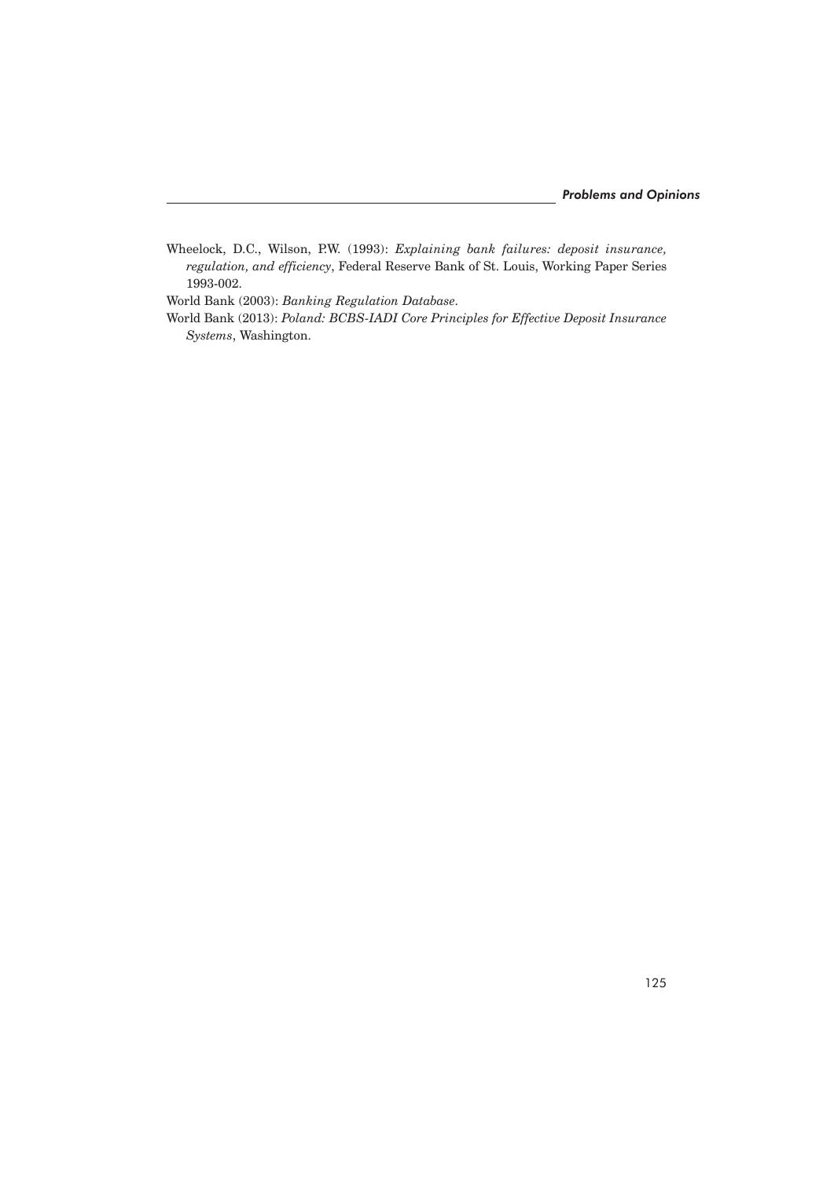Wheelock, D.C., Wilson, P.W. (1993): *Explaining bank failures: deposit insurance, regulation, and efficiency*, Federal Reserve Bank of St. Louis, Working Paper Series 1993-002.

World Bank (2003): *Banking Regulation Database*.

World Bank (2013): *Poland: BCBS-IADI Core Principles for Effective Deposit Insurance Systems*, Washington.